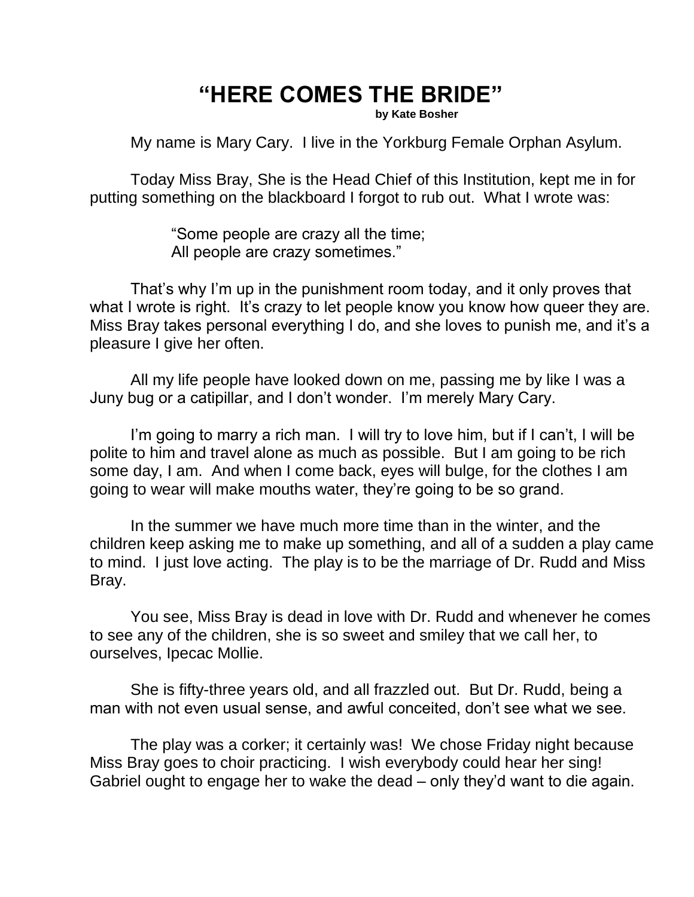# "HERE COMES THE BRIDE"

**by Kate Bosher**

My name is Mary Cary. I live in the Yorkburg Female Orphan Asylum.

Today Miss Bray, She is the Head Chief of this Institution, kept me in for putting something on the blackboard I forgot to rub out. What I wrote was:

> "Some people are crazy all the time;
> All people are crazy sometimes."

That's why I'm up in the punishment room today, and it only proves that what I wrote is right. It's crazy to let people know you know how queer they are. Miss Bray takes personal everything I do, and she loves to punish me, and it's a pleasure I give her often.

All my life people have looked down on me, passing me by like I was a Juny bug or a catipillar, and I don't wonder. I'm merely Mary Cary.

I'm going to marry a rich man. I will try to love him, but if I can't, I will be polite to him and travel alone as much as possible. But I am going to be rich some day, I am. And when I come back, eyes will bulge, for the clothes I am going to wear will make mouths water, they're going to be so grand.

In the summer we have much more time than in the winter, and the children keep asking me to make up something, and all of a sudden a play came to mind. I just love acting. The play is to be the marriage of Dr. Rudd and Miss Bray.

You see, Miss Bray is dead in love with Dr. Rudd and whenever he comes to see any of the children, she is so sweet and smiley that we call her, to ourselves, Ipecac Mollie.

She is fifty-three years old, and all frazzled out. But Dr. Rudd, being a man with not even usual sense, and awful conceited, don't see what we see.

The play was a corker; it certainly was! We chose Friday night because Miss Bray goes to choir practicing. I wish everybody could hear her sing! Gabriel ought to engage her to wake the dead – only they'd want to die again.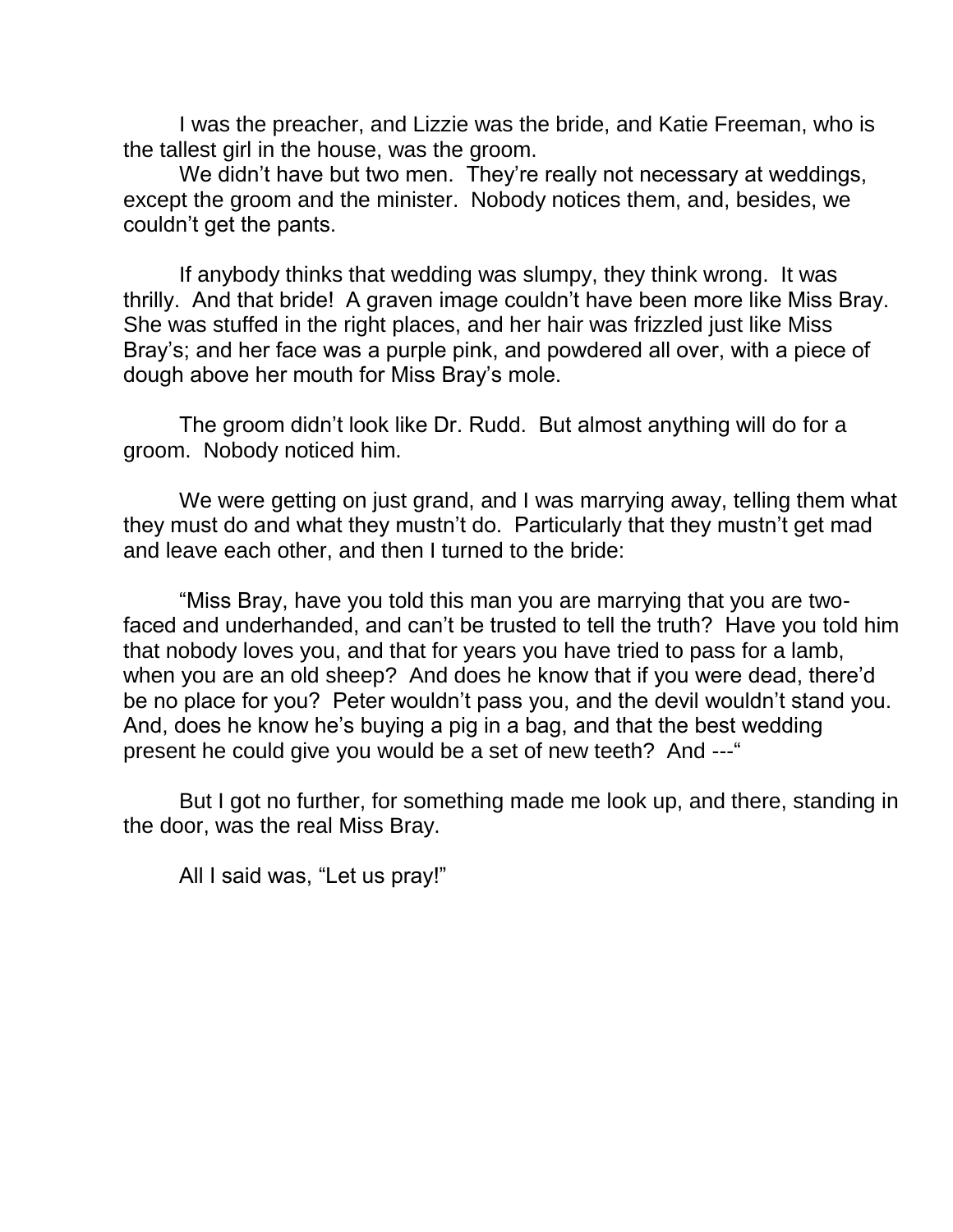I was the preacher, and Lizzie was the bride, and Katie Freeman, who is the tallest girl in the house, was the groom.

We didn't have but two men. They're really not necessary at weddings, except the groom and the minister. Nobody notices them, and, besides, we couldn't get the pants.

If anybody thinks that wedding was slumpy, they think wrong. It was thrilly. And that bride! A graven image couldn't have been more like Miss Bray. She was stuffed in the right places, and her hair was frizzled just like Miss Bray's; and her face was a purple pink, and powdered all over, with a piece of dough above her mouth for Miss Bray's mole.

The groom didn't look like Dr. Rudd. But almost anything will do for a groom. Nobody noticed him.

We were getting on just grand, and I was marrying away, telling them what they must do and what they mustn't do. Particularly that they mustn't get mad and leave each other, and then I turned to the bride:

"Miss Bray, have you told this man you are marrying that you are two-faced and underhanded, and can't be trusted to tell the truth? Have you told him that nobody loves you, and that for years you have tried to pass for a lamb, when you are an old sheep? And does he know that if you were dead, there'd be no place for you? Peter wouldn't pass you, and the devil wouldn't stand you. And, does he know he's buying a pig in a bag, and that the best wedding present he could give you would be a set of new teeth? And ---"

But I got no further, for something made me look up, and there, standing in the door, was the real Miss Bray.

All I said was, "Let us pray!"